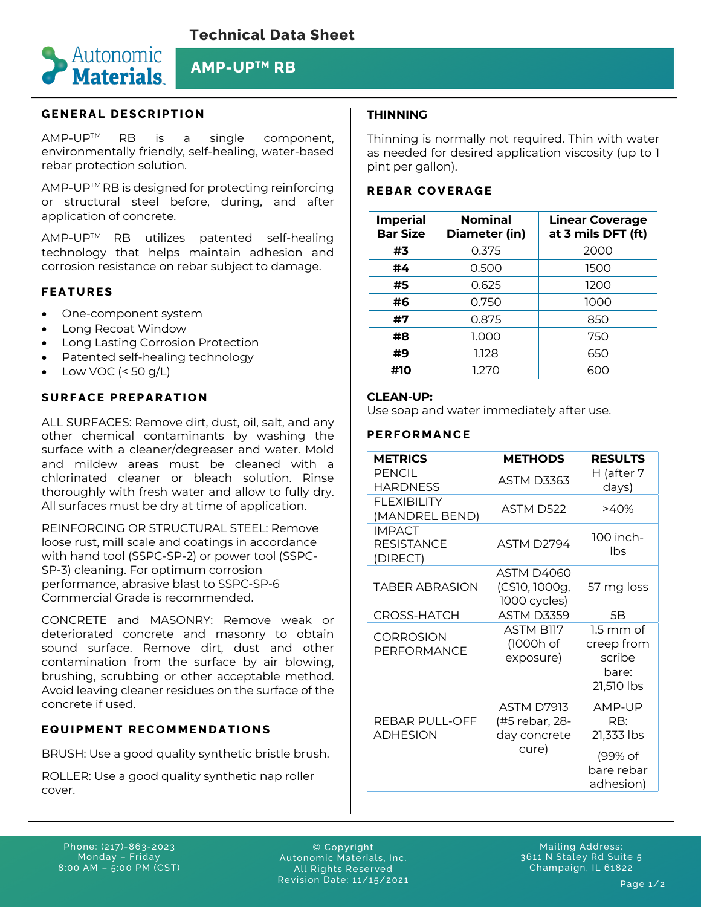# Technical Data Sheet

## AMP-UP™ RB

### GENERAL DESCRIPTION

AMP-UP™ RB is a single component, environmentally friendly, self-healing, water-based rebar protection solution.

AMP-UP™ RB is designed for protecting reinforcing or structural steel before, during, and after application of concrete.

AMP-UP™ RB utilizes patented self-healing technology that helps maintain adhesion and corrosion resistance on rebar subject to damage.

### FEATURES

- One-component system
- Long Recoat Window
- Long Lasting Corrosion Protection
- Patented self-healing technology
- Low VOC (< 50 g/L)

### SURFACE PREPARATION

ALL SURFACES: Remove dirt, dust, oil, salt, and any other chemical contaminants by washing the surface with a cleaner/degreaser and water. Mold and mildew areas must be cleaned with a chlorinated cleaner or bleach solution. Rinse thoroughly with fresh water and allow to fully dry. All surfaces must be dry at time of application.

REINFORCING OR STRUCTURAL STEEL: Remove loose rust, mill scale and coatings in accordance with hand tool (SSPC-SP-2) or power tool (SSPC-SP-3) cleaning. For optimum corrosion performance, abrasive blast to SSPC-SP-6 Commercial Grade is recommended.

CONCRETE and MASONRY: Remove weak or deteriorated concrete and masonry to obtain sound surface. Remove dirt, dust and other contamination from the surface by air blowing, brushing, scrubbing or other acceptable method. Avoid leaving cleaner residues on the surface of the concrete if used.

### EQUIPMENT RECOMMENDATIONS

BRUSH: Use a good quality synthetic bristle brush.

ROLLER: Use a good quality synthetic nap roller cover.

### THINNING

Thinning is normally not required. Thin with water as needed for desired application viscosity (up to 1 pint per gallon).

### REBAR COVERAGE

| Imperial Bar Size | Nominal Diameter (in) | Linear Coverage at 3 mils DFT (ft) |
|---|---|---|
| #3 | 0.375 | 2000 |
| #4 | 0.500 | 1500 |
| #5 | 0.625 | 1200 |
| #6 | 0.750 | 1000 |
| #7 | 0.875 | 850 |
| #8 | 1.000 | 750 |
| #9 | 1.128 | 650 |
| #10 | 1.270 | 600 |

### CLEAN-UP:

Use soap and water immediately after use.

### PERFORMANCE

| METRICS | METHODS | RESULTS |
|---|---|---|
| PENCIL HARDNESS | ASTM D3363 | H (after 7 days) |
| FLEXIBILITY (MANDREL BEND) | ASTM D522 | >40% |
| IMPACT RESISTANCE (DIRECT) | ASTM D2794 | 100 inch-lbs |
| TABER ABRASION | ASTM D4060 (CS10, 1000g, 1000 cycles) | 57 mg loss |
| CROSS-HATCH | ASTM D3359 | 5B |
| CORROSION PERFORMANCE | ASTM B117 (1000h of exposure) | 1.5 mm of creep from scribe |
| REBAR PULL-OFF ADHESION | ASTM D7913 (#5 rebar, 28-day concrete cure) | bare: 21,510 lbs<br>AMP-UP RB: 21,333 lbs<br>(99% of bare rebar adhesion) |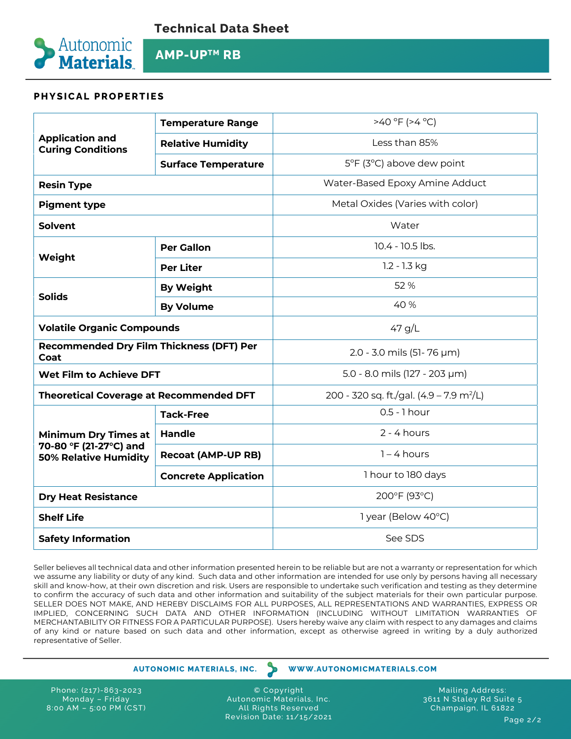## PHYSICAL PROPERTIES

| | | |
|---|---|---|
| **Application and Curing Conditions** | **Temperature Range** | >40 °F (>4 °C) |
| | **Relative Humidity** | Less than 85% |
| | **Surface Temperature** | 5°F (3°C) above dew point |
| **Resin Type** | | Water-Based Epoxy Amine Adduct |
| **Pigment type** | | Metal Oxides (Varies with color) |
| **Solvent** | | Water |
| **Weight** | **Per Gallon** | 10.4 - 10.5 lbs. |
| | **Per Liter** | 1.2 - 1.3 kg |
| **Solids** | **By Weight** | 52 % |
| | **By Volume** | 40 % |
| **Volatile Organic Compounds** | | 47 g/L |
| **Recommended Dry Film Thickness (DFT) Per Coat** | | 2.0 - 3.0 mils (51- 76 µm) |
| **Wet Film to Achieve DFT** | | 5.0 - 8.0 mils (127 - 203 µm) |
| **Theoretical Coverage at Recommended DFT** | | 200 - 320 sq. ft./gal. (4.9 – 7.9 m²/L) |
| **Minimum Dry Times at 70-80 °F (21-27°C) and 50% Relative Humidity** | **Tack-Free** | 0.5 - 1 hour |
| | **Handle** | 2 - 4 hours |
| | **Recoat (AMP-UP RB)** | 1 – 4 hours |
| | **Concrete Application** | 1 hour to 180 days |
| **Dry Heat Resistance** | | 200°F (93°C) |
| **Shelf Life** | | 1 year (Below 40°C) |
| **Safety Information** | | See SDS |

Seller believes all technical data and other information presented herein to be reliable but are not a warranty or representation for which we assume any liability or duty of any kind. Such data and other information are intended for use only by persons having all necessary skill and know-how, at their own discretion and risk. Users are responsible to undertake such verification and testing as they determine to confirm the accuracy of such data and other information and suitability of the subject materials for their own particular purpose. SELLER DOES NOT MAKE, AND HEREBY DISCLAIMS FOR ALL PURPOSES, ALL REPRESENTATIONS AND WARRANTIES, EXPRESS OR IMPLIED, CONCERNING SUCH DATA AND OTHER INFORMATION (INCLUDING WITHOUT LIMITATION WARRANTIES OF MERCHANTABILITY OR FITNESS FOR A PARTICULAR PURPOSE). Users hereby waive any claim with respect to any damages and claims of any kind or nature based on such data and other information, except as otherwise agreed in writing by a duly authorized representative of Seller.

AUTONOMIC MATERIALS, INC. WWW.AUTONOMICMATERIALS.COM

Phone: (217)-863-2023
Monday – Friday
8:00 AM – 5:00 PM (CST)

© Copyright
Autonomic Materials, Inc.
All Rights Reserved
Revision Date: 11/15/2021

Mailing Address:
3611 N Staley Rd Suite 5
Champaign, IL 61822